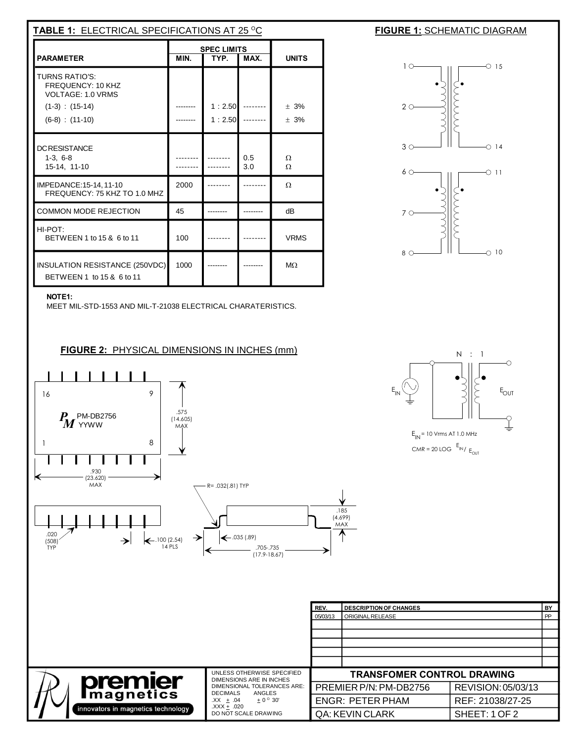## TABLE 1: ELECTRICAL SPECIFICATIONS AT 25 °C

| PARAMETER | SPEC LIMITS MIN. | TYP. | MAX. | UNITS |
|---|---|---|---|---|
| TURNS RATIO'S: FREQUENCY: 10 KHZ VOLTAGE: 1.0 VRMS | | | | |
| (1-3) : (15-14) | -------- | 1 : 2.50 | -------- | ± 3% |
| (6-8) : (11-10) | -------- | 1 : 2.50 | -------- | ± 3% |
| DC RESISTANCE | | | | |
| 1-3, 6-8 | -------- | -------- | 0.5 | Ω |
| 15-14, 11-10 | -------- | -------- | 3.0 | Ω |
| IMPEDANCE: 15-14, 11-10 FREQUENCY: 75 KHZ TO 1.0 MHZ | 2000 | -------- | -------- | Ω |
| COMMON MODE REJECTION | 45 | -------- | -------- | dB |
| HI-POT: BETWEEN 1 to 15 & 6 to 11 | 100 | -------- | -------- | VRMS |
| INSULATION RESISTANCE (250VDC) BETWEEN 1 to 15 & 6 to 11 | 1000 | -------- | -------- | MΩ |

**NOTE1:**
MEET MIL-STD-1553 AND MIL-T-21038 ELECTRICAL CHARATERISTICS.

## FIGURE 1: SCHEMATIC DIAGRAM

1, 2, 3 — 15, 14
6, 7, 8 — 11, 10

N : 1

$E_{IN}$ $E_{OUT}$

$E_{IN}$ = 10 Vrms AT 1.0 MHz

CMR = 20 LOG $E_{IN}/E_{OUT}$

## FIGURE 2: PHYSICAL DIMENSIONS IN INCHES (mm)

16, 9, 1, 8

PM-DB2756
YYWW

.575 (14.605) MAX

.930 (23.620) MAX

R= .032(.81) TYP

.185 (4.699) MAX

.020 (508) TYP

.100 (2.54) 14 PLS

.035 (.89)

.705-.735 (17.9-18.67)

| REV. | DESCRIPTION OF CHANGES | BY |
|---|---|---|
| 05/03/13 | ORIGINAL RELEASE | PP |

premier magnetics — innovators in magnetics technology

UNLESS OTHERWISE SPECIFIED
DIMENSIONS ARE IN INCHES
DIMENSIONAL TOLERANCES ARE:
DECIMALS .XX ± .04 .XXX ± .020
ANGLES ± 0° 30'
DO NOT SCALE DRAWING

| TRANSFOMER CONTROL DRAWING | |
|---|---|
| PREMIER P/N: PM-DB2756 | REVISION: 05/03/13 |
| ENGR: PETER PHAM | REF: 21038/27-25 |
| QA: KEVIN CLARK | SHEET: 1 OF 2 |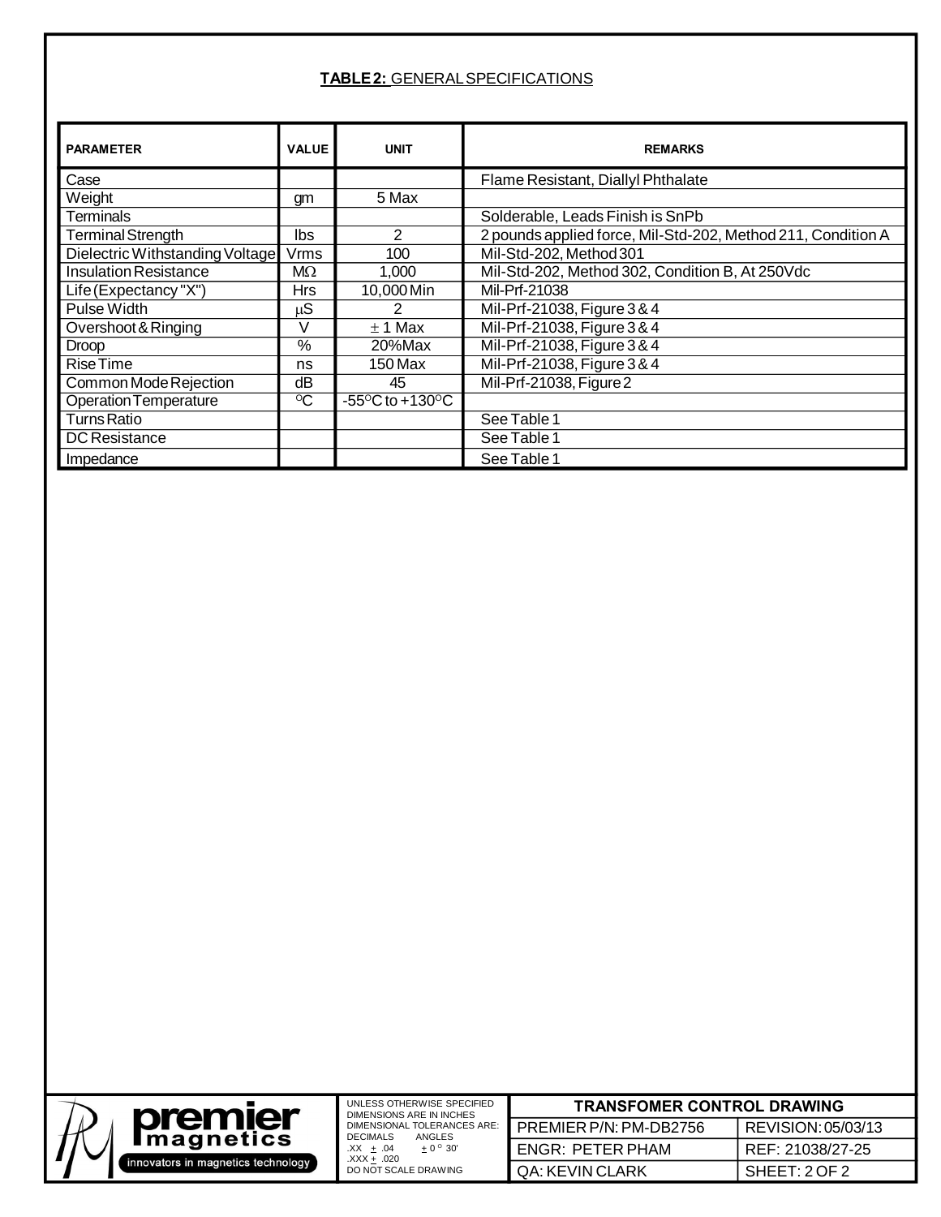**TABLE 2:** GENERAL SPECIFICATIONS

| PARAMETER | VALUE | UNIT | REMARKS |
|---|---|---|---|
| Case | | | Flame Resistant, Diallyl Phthalate |
| Weight | gm | 5 Max | |
| Terminals | | | Solderable, Leads Finish is SnPb |
| Terminal Strength | lbs | 2 | 2 pounds applied force, Mil-Std-202, Method 211, Condition A |
| Dielectric Withstanding Voltage | Vrms | 100 | Mil-Std-202, Method 301 |
| Insulation Resistance | MΩ | 1,000 | Mil-Std-202, Method 302, Condition B, At 250Vdc |
| Life (Expectancy "X") | Hrs | 10,000 Min | Mil-Prf-21038 |
| Pulse Width | μS | 2 | Mil-Prf-21038, Figure 3 & 4 |
| Overshoot & Ringing | V | ± 1 Max | Mil-Prf-21038, Figure 3 & 4 |
| Droop | % | 20%Max | Mil-Prf-21038, Figure 3 & 4 |
| Rise Time | ns | 150 Max | Mil-Prf-21038, Figure 3 & 4 |
| Common Mode Rejection | dB | 45 | Mil-Prf-21038, Figure 2 |
| Operation Temperature | °C | -55°C to +130°C | |
| Turns Ratio | | | See Table 1 |
| DC Resistance | | | See Table 1 |
| Impedance | | | See Table 1 |

premier magnetics
innovators in magnetics technology

UNLESS OTHERWISE SPECIFIED
DIMENSIONS ARE IN INCHES
DIMENSIONAL TOLERANCES ARE:
DECIMALS ANGLES
.XX ± .04 ± 0° 30'
.XXX ± .020
DO NOT SCALE DRAWING

| TRANSFOMER CONTROL DRAWING | |
|---|---|
| PREMIER P/N: PM-DB2756 | REVISION: 05/03/13 |
| ENGR: PETER PHAM | REF: 21038/27-25 |
| QA: KEVIN CLARK | SHEET: 2 OF 2 |